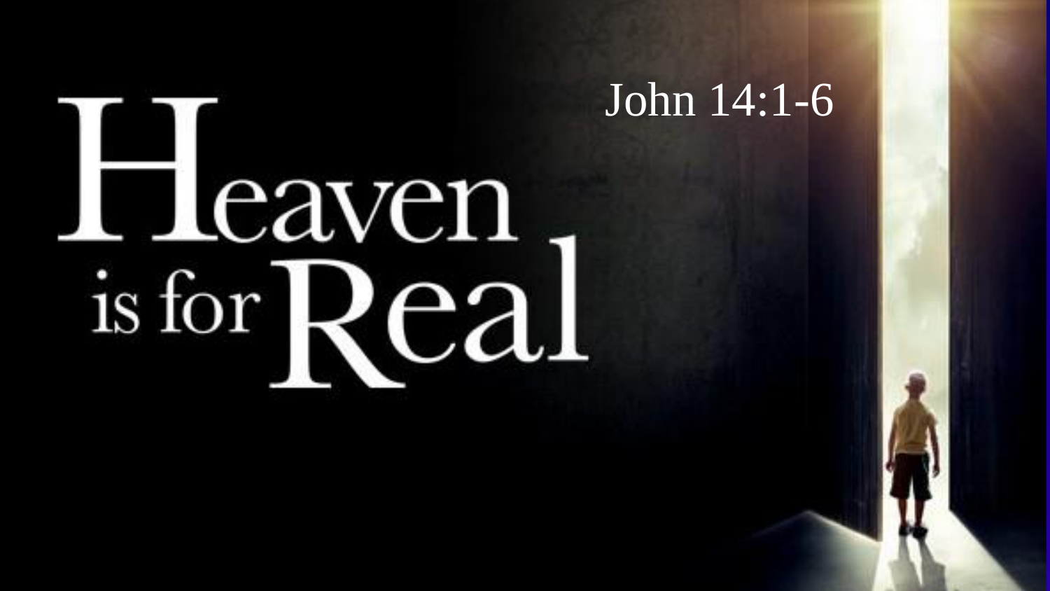# Heaven is for Real

John 14:1-6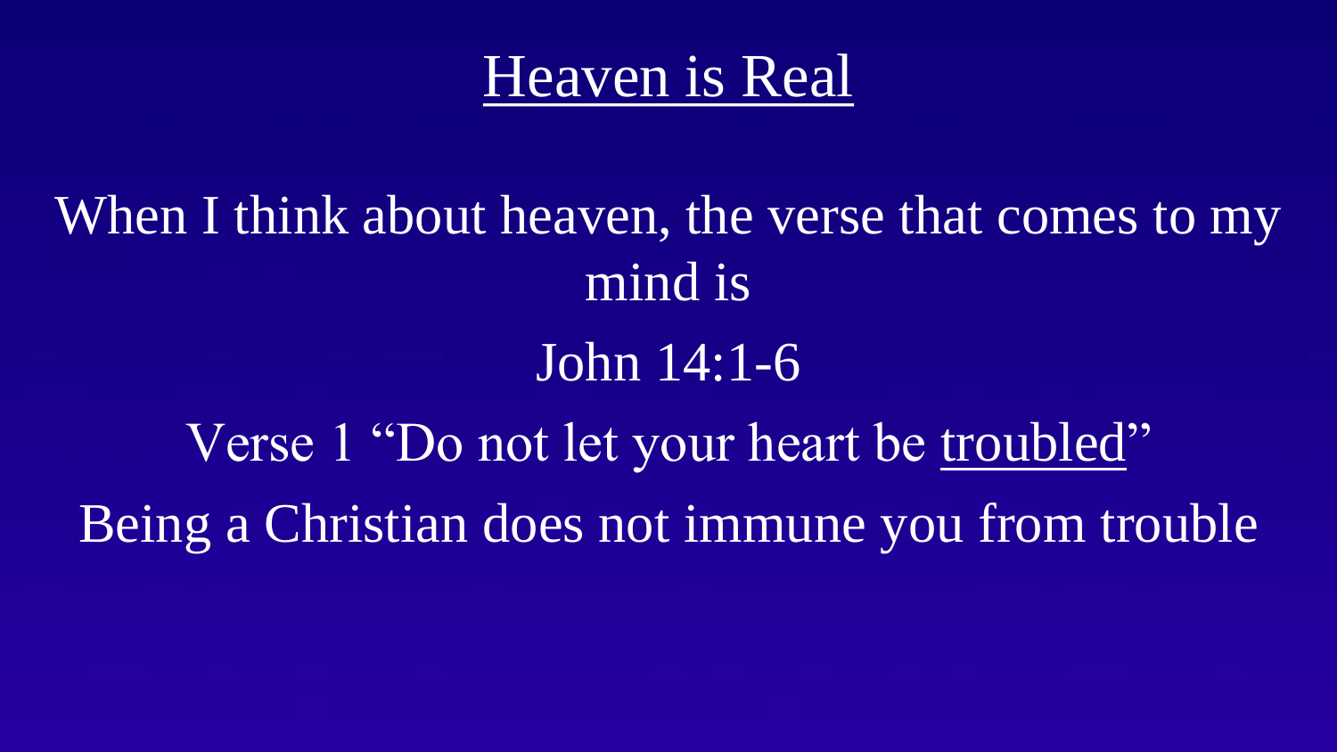# <u>Heaven is Real</u>

When I think about heaven, the verse that comes to my mind is

John 14:1-6

Verse 1 "Do not let your heart be <u>troubled</u>"

Being a Christian does not immune you from trouble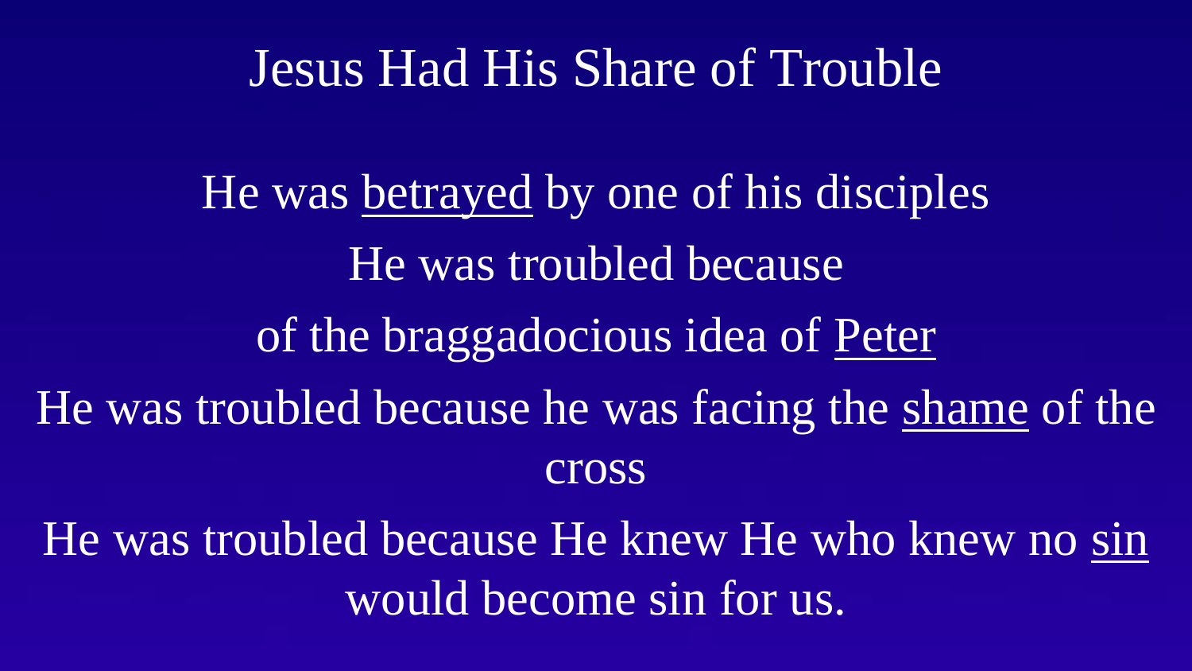# Jesus Had His Share of Trouble

He was <u>betrayed</u> by one of his disciples

He was troubled because

of the braggadocious idea of <u>Peter</u>

He was troubled because he was facing the <u>shame</u> of the cross

He was troubled because He knew He who knew no <u>sin</u> would become sin for us.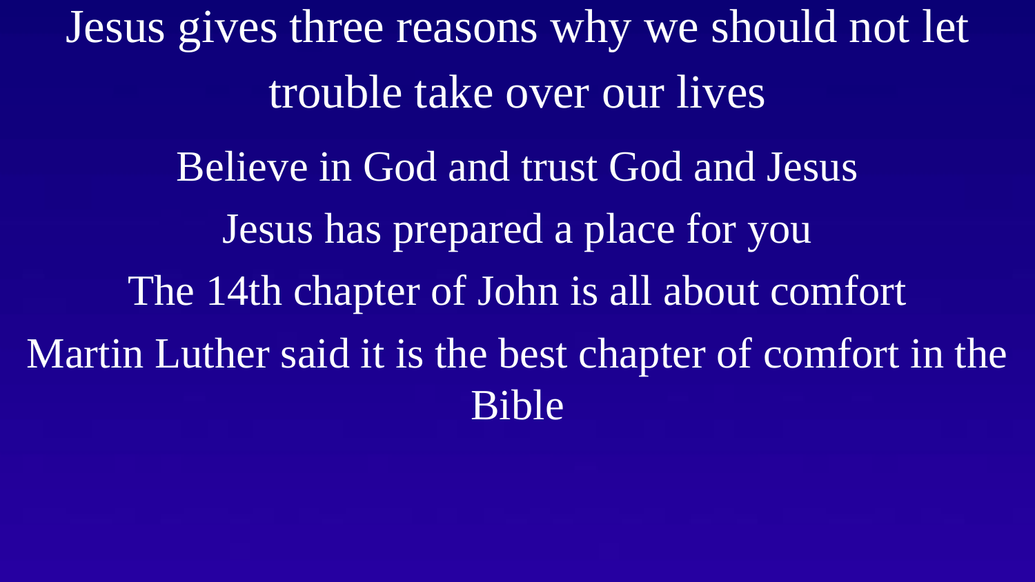# Jesus gives three reasons why we should not let trouble take over our lives

Believe in God and trust God and Jesus

Jesus has prepared a place for you

The 14th chapter of John is all about comfort

Martin Luther said it is the best chapter of comfort in the Bible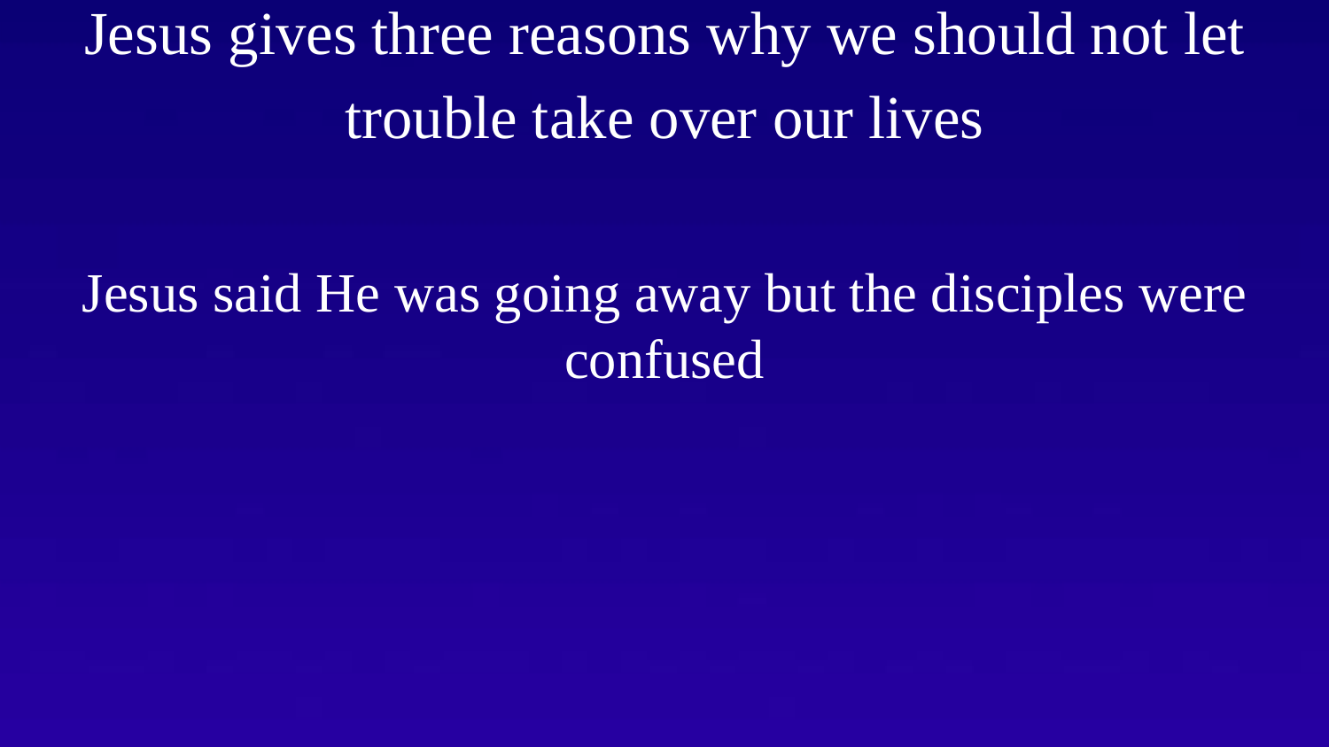# Jesus gives three reasons why we should not let trouble take over our lives

Jesus said He was going away but the disciples were confused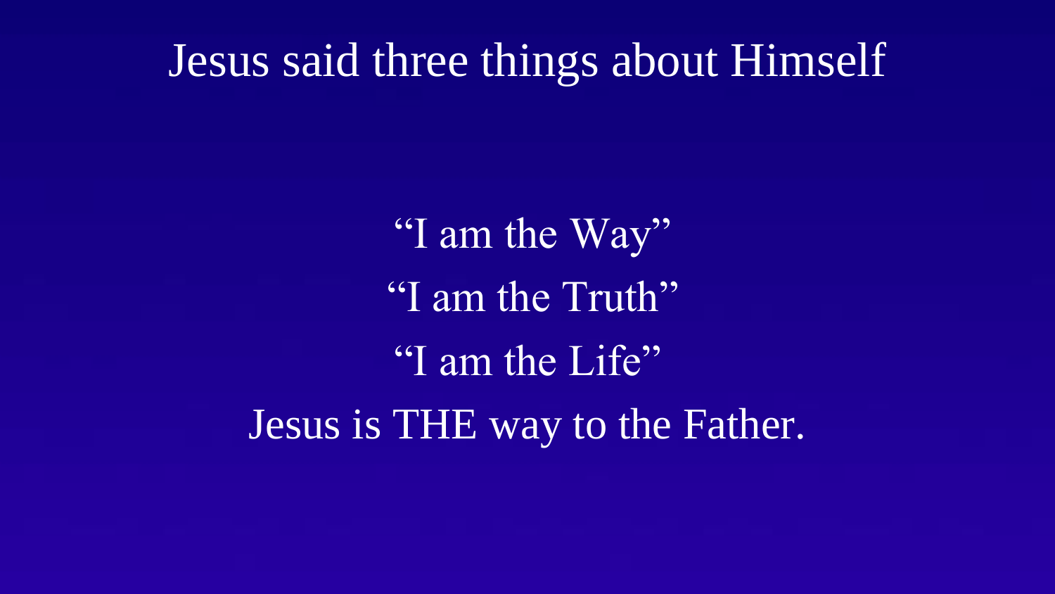# Jesus said three things about Himself

"I am the Way"

"I am the Truth"

"I am the Life"

Jesus is THE way to the Father.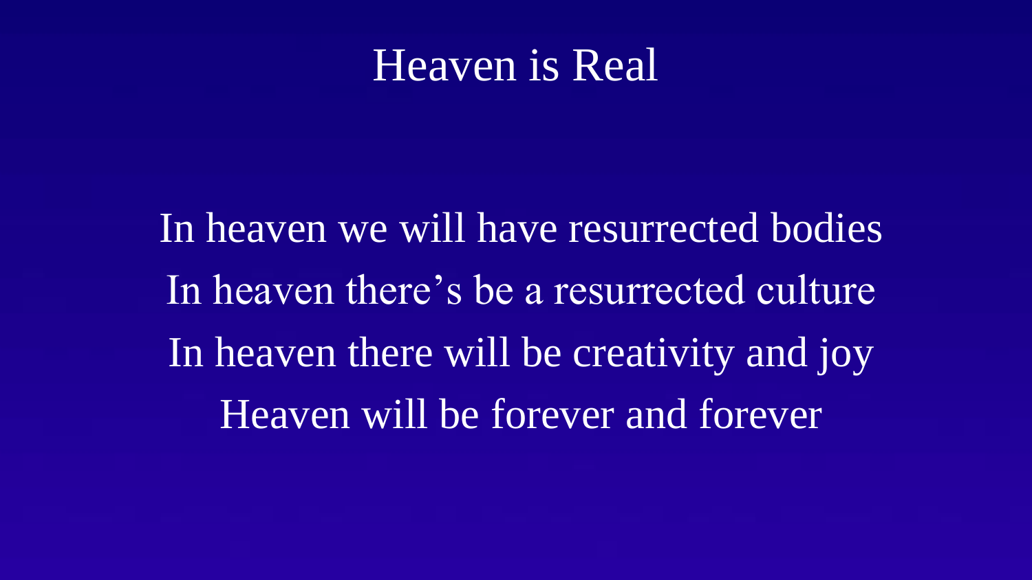# Heaven is Real

In heaven we will have resurrected bodies

In heaven there's be a resurrected culture

In heaven there will be creativity and joy

Heaven will be forever and forever